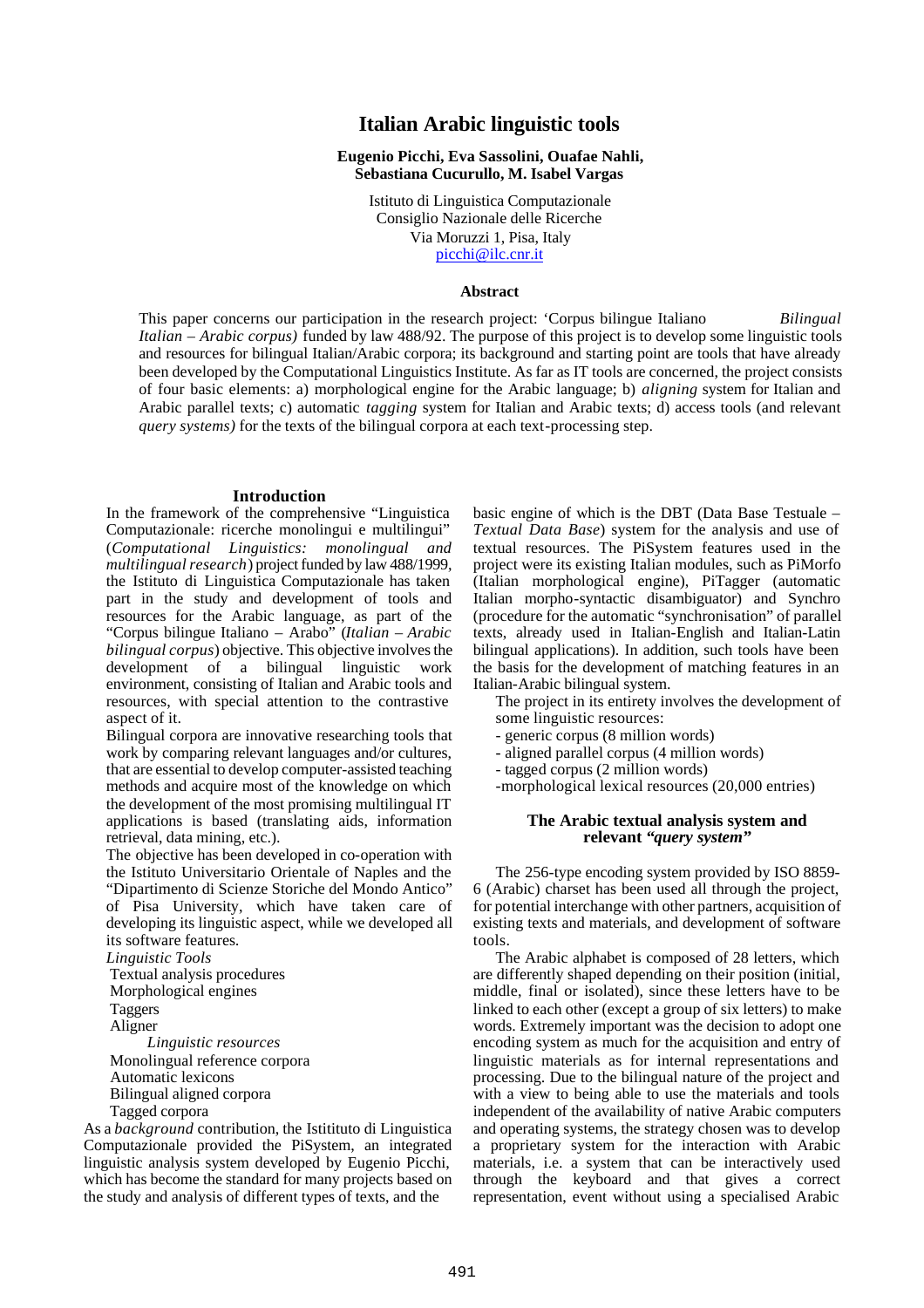# Italian Arabic linguistic tools

**Eugenio Picchi, Eva Sassolini, Ouafae Nahli, Sebastiana Cucurullo, M. Isabel Vargas**

Istituto di Linguistica Computazionale
Consiglio Nazionale delle Ricerche
Via Moruzzi 1, Pisa, Italy
picchi@ilc.cnr.it

## Abstract

This paper concerns our participation in the research project: 'Corpus bilingue Italiano *Bilingual Italian – Arabic corpus)* funded by law 488/92. The purpose of this project is to develop some linguistic tools and resources for bilingual Italian/Arabic corpora; its background and starting point are tools that have already been developed by the Computational Linguistics Institute. As far as IT tools are concerned, the project consists of four basic elements: a) morphological engine for the Arabic language; b) *aligning* system for Italian and Arabic parallel texts; c) automatic *tagging* system for Italian and Arabic texts; d) access tools (and relevant *query systems)* for the texts of the bilingual corpora at each text-processing step.

## Introduction

In the framework of the comprehensive "Linguistica Computazionale: ricerche monolingui e multilingui" (*Computational Linguistics: monolingual and multilingual research*) project funded by law 488/1999, the Istituto di Linguistica Computazionale has taken part in the study and development of tools and resources for the Arabic language, as part of the "Corpus bilingue Italiano – Arabo" (*Italian – Arabic bilingual corpus*) objective. This objective involves the development of a bilingual linguistic work environment, consisting of Italian and Arabic tools and resources, with special attention to the contrastive aspect of it.

Bilingual corpora are innovative researching tools that work by comparing relevant languages and/or cultures, that are essential to develop computer-assisted teaching methods and acquire most of the knowledge on which the development of the most promising multilingual IT applications is based (translating aids, information retrieval, data mining, etc.).

The objective has been developed in co-operation with the Istituto Universitario Orientale of Naples and the "Dipartimento di Scienze Storiche del Mondo Antico" of Pisa University, which have taken care of developing its linguistic aspect, while we developed all its software features.

*Linguistic Tools*

Textual analysis procedures
Morphological engines
Taggers
Aligner

*Linguistic resources*

Monolingual reference corpora
Automatic lexicons
Bilingual aligned corpora
Tagged corpora

As a *background* contribution, the Istituto di Linguistica Computazionale provided the PiSystem, an integrated linguistic analysis system developed by Eugenio Picchi, which has become the standard for many projects based on the study and analysis of different types of texts, and the basic engine of which is the DBT (Data Base Testuale – *Textual Data Base*) system for the analysis and use of textual resources. The PiSystem features used in the project were its existing Italian modules, such as PiMorfo (Italian morphological engine), PiTagger (automatic Italian morpho-syntactic disambiguator) and Synchro (procedure for the automatic "synchronisation" of parallel texts, already used in Italian-English and Italian-Latin bilingual applications). In addition, such tools have been the basis for the development of matching features in an Italian-Arabic bilingual system.

The project in its entirety involves the development of some linguistic resources:

- generic corpus (8 million words)
- aligned parallel corpus (4 million words)
- tagged corpus (2 million words)
- morphological lexical resources (20,000 entries)

## The Arabic textual analysis system and relevant *"query system"*

The 256-type encoding system provided by ISO 8859-6 (Arabic) charset has been used all through the project, for potential interchange with other partners, acquisition of existing texts and materials, and development of software tools.

The Arabic alphabet is composed of 28 letters, which are differently shaped depending on their position (initial, middle, final or isolated), since these letters have to be linked to each other (except a group of six letters) to make words. Extremely important was the decision to adopt one encoding system as much for the acquisition and entry of linguistic materials as for internal representations and processing. Due to the bilingual nature of the project and with a view to being able to use the materials and tools independent of the availability of native Arabic computers and operating systems, the strategy chosen was to develop a proprietary system for the interaction with Arabic materials, i.e. a system that can be interactively used through the keyboard and that gives a correct representation, event without using a specialised Arabic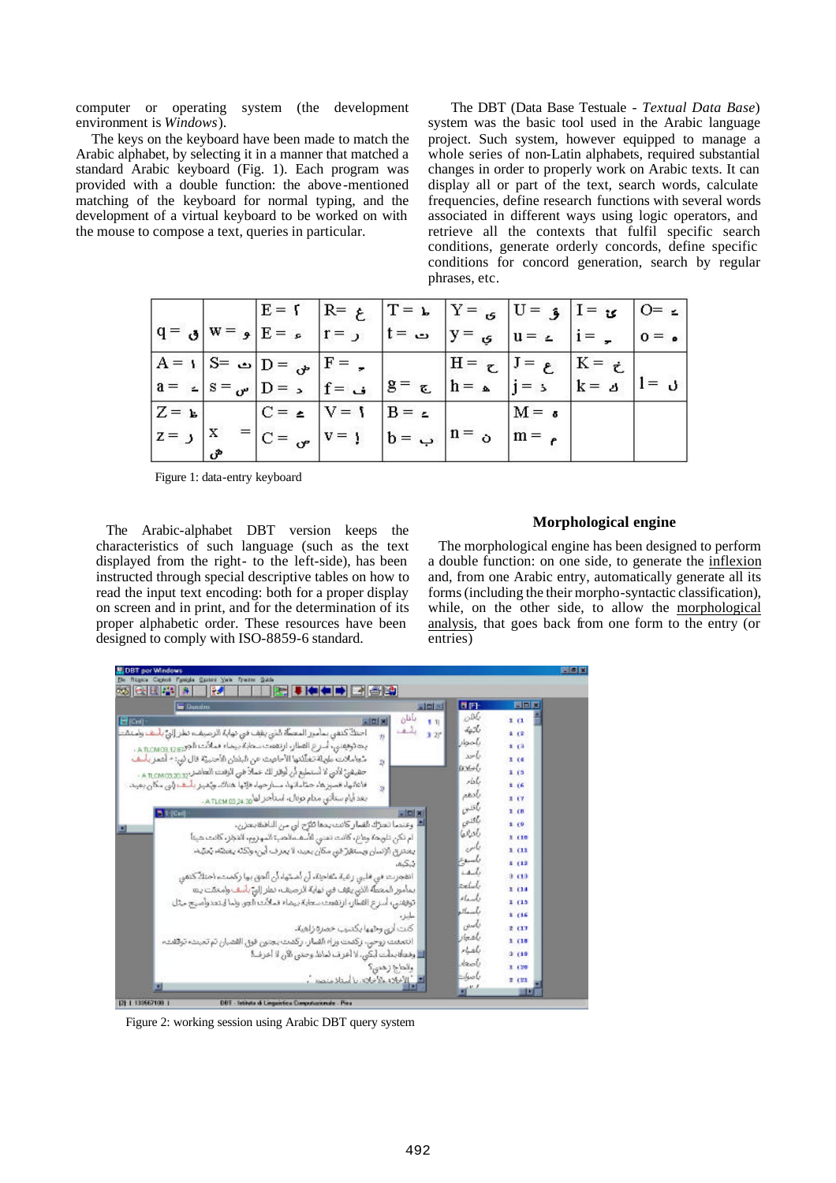computer or operating system (the development environment is *Windows*).

The keys on the keyboard have been made to match the Arabic alphabet, by selecting it in a manner that matched a standard Arabic keyboard (Fig. 1). Each program was provided with a double function: the above-mentioned matching of the keyboard for normal typing, and the development of a virtual keyboard to be worked on with the mouse to compose a text, queries in particular.

The DBT (Data Base Testuale - *Textual Data Base*) system was the basic tool used in the Arabic language project. Such system, however equipped to manage a whole series of non-Latin alphabets, required substantial changes in order to properly work on Arabic texts. It can display all or part of the text, search words, calculate frequencies, define research functions with several words associated in different ways using logic operators, and retrieve all the contexts that fulfil specific search conditions, generate orderly concords, define specific conditions for concord generation, search by regular phrases, etc.

| | | | | | | | | |
|---|---|---|---|---|---|---|---|---|
| q = ق | w = و | E = أ<br>E = ء | R= ع<br>r = ر | T = ط<br>t = ت | Y = ى<br>y = ي | U = ؤ<br>u = ـ | I = ئ<br>i = ـ | O= ـ<br>o = ه |
| A = ا<br>a = ـ | S= ث<br>s = س | D = ض<br>D = د | F = ـ<br>f = ف | g = ج | H = ح<br>h = ه | J = ع<br>j = ذ | K = خ<br>k = ك | l = ل |
| Z = ظ<br>z = ز | x = ش | C = ـ<br>C = ص | V = آ<br>v = إ | B = ـ<br>b = ب | n = ن | M = ة<br>m = م | | |

Figure 1: data-entry keyboard

The Arabic-alphabet DBT version keeps the characteristics of such language (such as the text displayed from the right- to the left-side), has been instructed through special descriptive tables on how to read the input text encoding: both for a proper display on screen and in print, and for the determination of its proper alphabetic order. These resources have been designed to comply with ISO-8859-6 standard.

## Morphological engine

The morphological engine has been designed to perform a double function: on one side, to generate the inflexion and, from one Arabic entry, automatically generate all its forms (including the their morpho-syntactic classification), while, on the other side, to allow the morphological analysis, that goes back from one form to the entry (or entries)

Figure 2: working session using Arabic DBT query system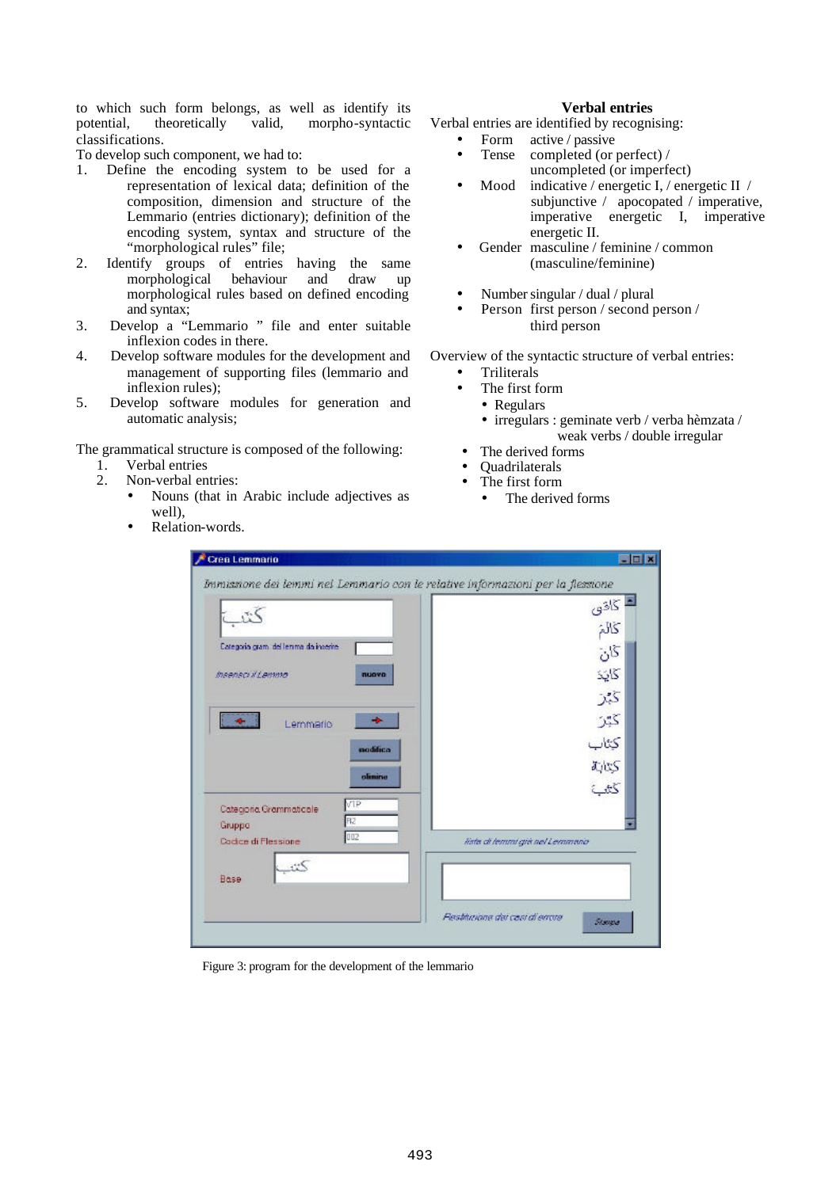to which such form belongs, as well as identify its potential, theoretically valid, morpho-syntactic classifications.

To develop such component, we had to:

1. Define the encoding system to be used for a representation of lexical data; definition of the composition, dimension and structure of the Lemmario (entries dictionary); definition of the encoding system, syntax and structure of the "morphological rules" file;
2. Identify groups of entries having the same morphological behaviour and draw up morphological rules based on defined encoding and syntax;
3. Develop a "Lemmario " file and enter suitable inflexion codes in there.
4. Develop software modules for the development and management of supporting files (lemmario and inflexion rules);
5. Develop software modules for generation and automatic analysis;

The grammatical structure is composed of the following:

1. Verbal entries
2. Non-verbal entries:
   - Nouns (that in Arabic include adjectives as well),
   - Relation-words.

### Verbal entries

Verbal entries are identified by recognising:

- Form active / passive
- Tense completed (or perfect) / uncompleted (or imperfect)
- Mood indicative / energetic I, / energetic II / subjunctive / apocopated / imperative, imperative energetic I, imperative energetic II.
- Gender masculine / feminine / common (masculine/feminine)
- Number singular / dual / plural
- Person first person / second person / third person

Overview of the syntactic structure of verbal entries:

- Triliterals
- The first form
  - Regulars
  - irregulars : geminate verb / verba hèmzata / weak verbs / double irregular
- The derived forms
- Quadrilaterals
- The first form
  - The derived forms

Figure 3: program for the development of the lemmario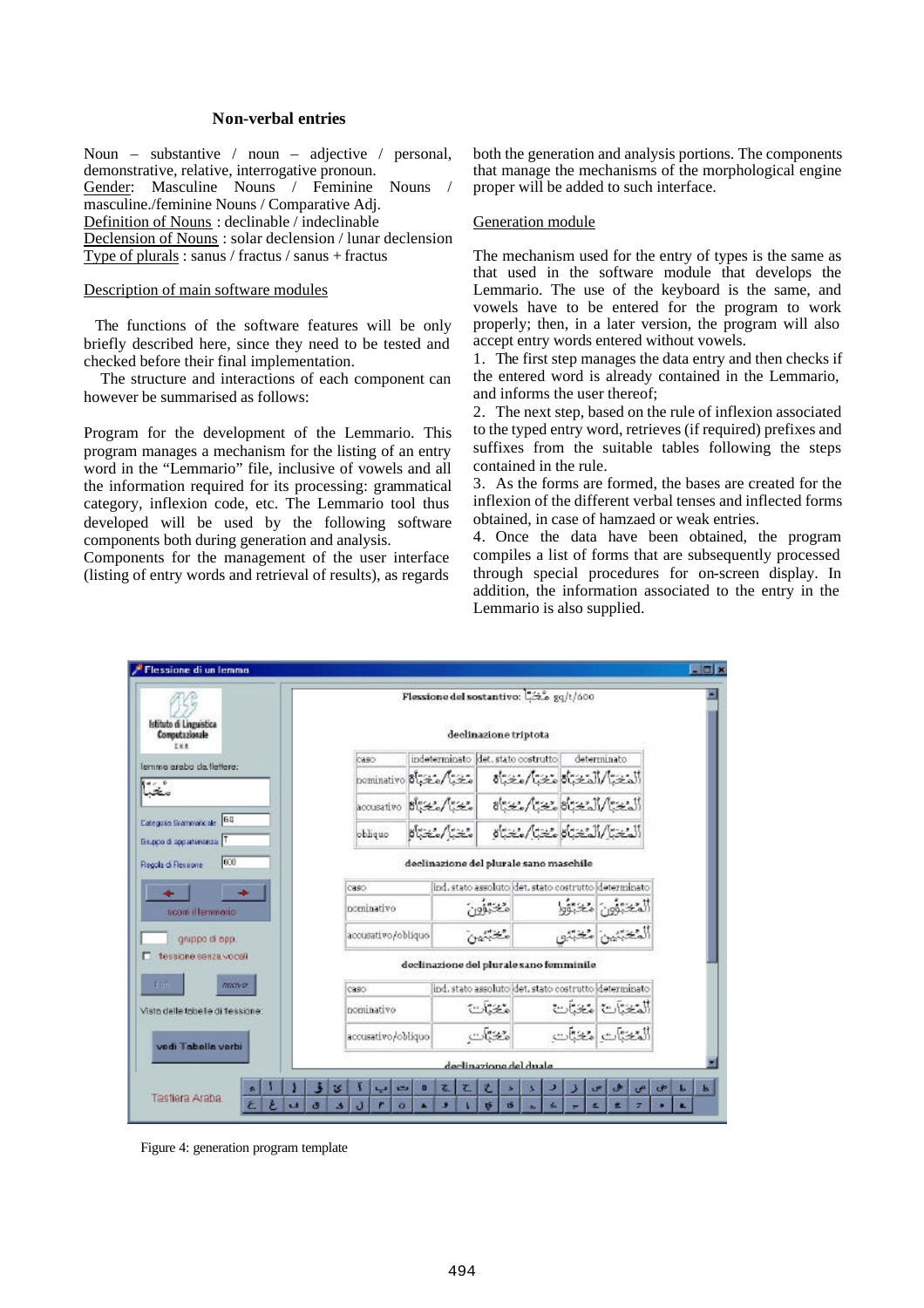### Non-verbal entries

Noun – substantive / noun – adjective / personal, demonstrative, relative, interrogative pronoun.
Gender: Masculine Nouns / Feminine Nouns / masculine./feminine Nouns / Comparative Adj.
Definition of Nouns : declinable / indeclinable
Declension of Nouns : solar declension / lunar declension
Type of plurals : sanus / fractus / sanus + fractus

Description of main software modules

The functions of the software features will be only briefly described here, since they need to be tested and checked before their final implementation.

The structure and interactions of each component can however be summarised as follows:

Program for the development of the Lemmario. This program manages a mechanism for the listing of an entry word in the "Lemmario" file, inclusive of vowels and all the information required for its processing: grammatical category, inflexion code, etc. The Lemmario tool thus developed will be used by the following software components both during generation and analysis.

Components for the management of the user interface (listing of entry words and retrieval of results), as regards both the generation and analysis portions. The components that manage the mechanisms of the morphological engine proper will be added to such interface.

Generation module

The mechanism used for the entry of types is the same as that used in the software module that develops the Lemmario. The use of the keyboard is the same, and vowels have to be entered for the program to work properly; then, in a later version, the program will also accept entry words entered without vowels.

1. The first step manages the data entry and then checks if the entered word is already contained in the Lemmario, and informs the user thereof;
2. The next step, based on the rule of inflexion associated to the typed entry word, retrieves (if required) prefixes and suffixes from the suitable tables following the steps contained in the rule.
3. As the forms are formed, the bases are created for the inflexion of the different verbal tenses and inflected forms obtained, in case of hamzaed or weak entries.
4. Once the data have been obtained, the program compiles a list of forms that are subsequently processed through special procedures for on-screen display. In addition, the information associated to the entry in the Lemmario is also supplied.

Figure 4: generation program template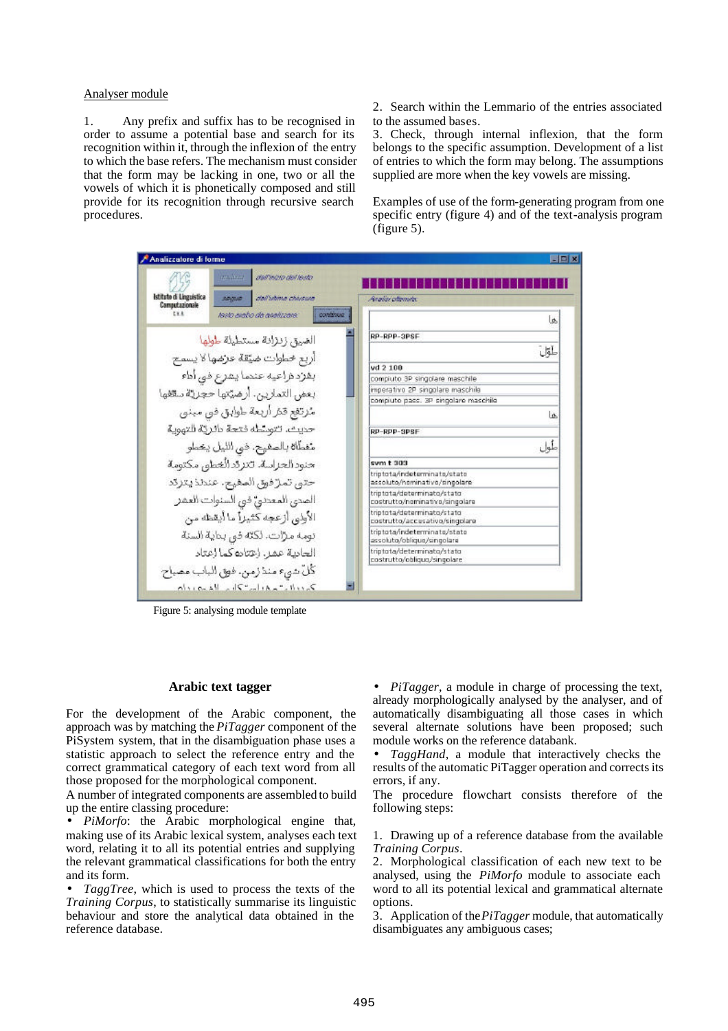Analyser module

1. Any prefix and suffix has to be recognised in order to assume a potential base and search for its recognition within it, through the inflexion of the entry to which the base refers. The mechanism must consider that the form may be lacking in one, two or all the vowels of which it is phonetically composed and still provide for its recognition through recursive search procedures.

2. Search within the Lemmario of the entries associated to the assumed bases.

3. Check, through internal inflexion, that the form belongs to the specific assumption. Development of a list of entries to which the form may belong. The assumptions supplied are more when the key vowels are missing.

Examples of use of the form-generating program from one specific entry (figure 4) and of the text-analysis program (figure 5).

Figure 5: analysing module template

## Arabic text tagger

For the development of the Arabic component, the approach was by matching the *PiTagger* component of the PiSystem system, that in the disambiguation phase uses a statistic approach to select the reference entry and the correct grammatical category of each text word from all those proposed for the morphological component.

A number of integrated components are assembled to build up the entire classing procedure:

- *PiMorfo*: the Arabic morphological engine that, making use of its Arabic lexical system, analyses each text word, relating it to all its potential entries and supplying the relevant grammatical classifications for both the entry and its form.
- *TaggTree*, which is used to process the texts of the *Training Corpus*, to statistically summarise its linguistic behaviour and store the analytical data obtained in the reference database.
- *PiTagger*, a module in charge of processing the text, already morphologically analysed by the analyser, and of automatically disambiguating all those cases in which several alternate solutions have been proposed; such module works on the reference databank.
- *TaggHand*, a module that interactively checks the results of the automatic PiTagger operation and corrects its errors, if any.

The procedure flowchart consists therefore of the following steps:

1. Drawing up of a reference database from the available *Training Corpus*.
2. Morphological classification of each new text to be analysed, using the *PiMorfo* module to associate each word to all its potential lexical and grammatical alternate options.
3. Application of the *PiTagger* module, that automatically disambiguates any ambiguous cases;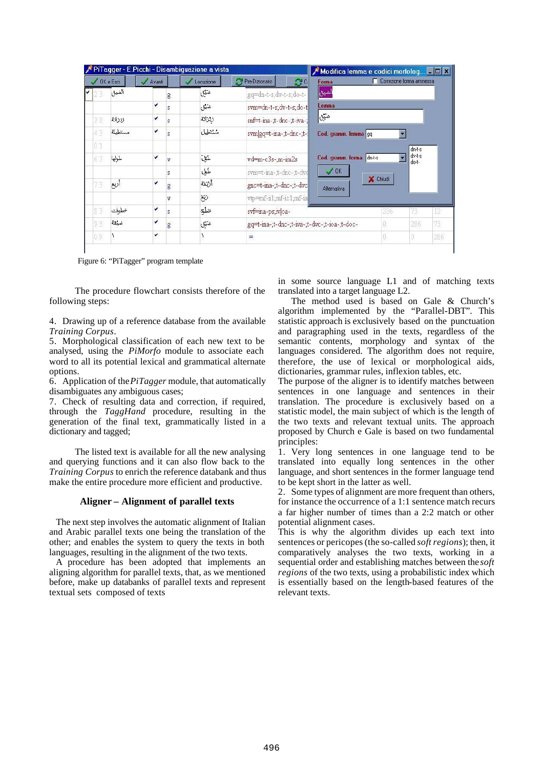Figure 6: "PiTagger" program template

The procedure flowchart consists therefore of the following steps:

4. Drawing up of a reference database from the available *Training Corpus*.
5. Morphological classification of each new text to be analysed, using the *PiMorfo* module to associate each word to all its potential lexical and grammatical alternate options.
6. Application of the *PiTagger* module, that automatically disambiguates any ambiguous cases;
7. Check of resulting data and correction, if required, through the *TaggHand* procedure, resulting in the generation of the final text, grammatically listed in a dictionary and tagged;

The listed text is available for all the new analysing and querying functions and it can also flow back to the *Training Corpus* to enrich the reference databank and thus make the entire procedure more efficient and productive.

## Aligner – Alignment of parallel texts

The next step involves the automatic alignment of Italian and Arabic parallel texts one being the translation of the other; and enables the system to query the texts in both languages, resulting in the alignment of the two texts.

A procedure has been adopted that implements an aligning algorithm for parallel texts, that, as we mentioned before, make up databanks of parallel texts and represent textual sets composed of texts in some source language L1 and of matching texts translated into a target language L2.

The method used is based on Gale & Church's algorithm implemented by the "Parallel-DBT". This statistic approach is exclusively based on the punctuation and paragraphing used in the texts, regardless of the semantic contents, morphology and syntax of the languages considered. The algorithm does not require, therefore, the use of lexical or morphological aids, dictionaries, grammar rules, inflexion tables, etc.

The purpose of the aligner is to identify matches between sentences in one language and sentences in their translation. The procedure is exclusively based on a statistic model, the main subject of which is the length of the two texts and relevant textual units. The approach proposed by Church e Gale is based on two fundamental principles:

1. Very long sentences in one language tend to be translated into equally long sentences in the other language, and short sentences in the former language tend to be kept short in the latter as well.
2. Some types of alignment are more frequent than others, for instance the occurrence of a 1:1 sentence match recurs a far higher number of times than a 2:2 match or other potential alignment cases.

This is why the algorithm divides up each text into sentences or pericopes (the so-called *soft regions*); then, it comparatively analyses the two texts, working in a sequential order and establishing matches between the *soft regions* of the two texts, using a probabilistic index which is essentially based on the length-based features of the relevant texts.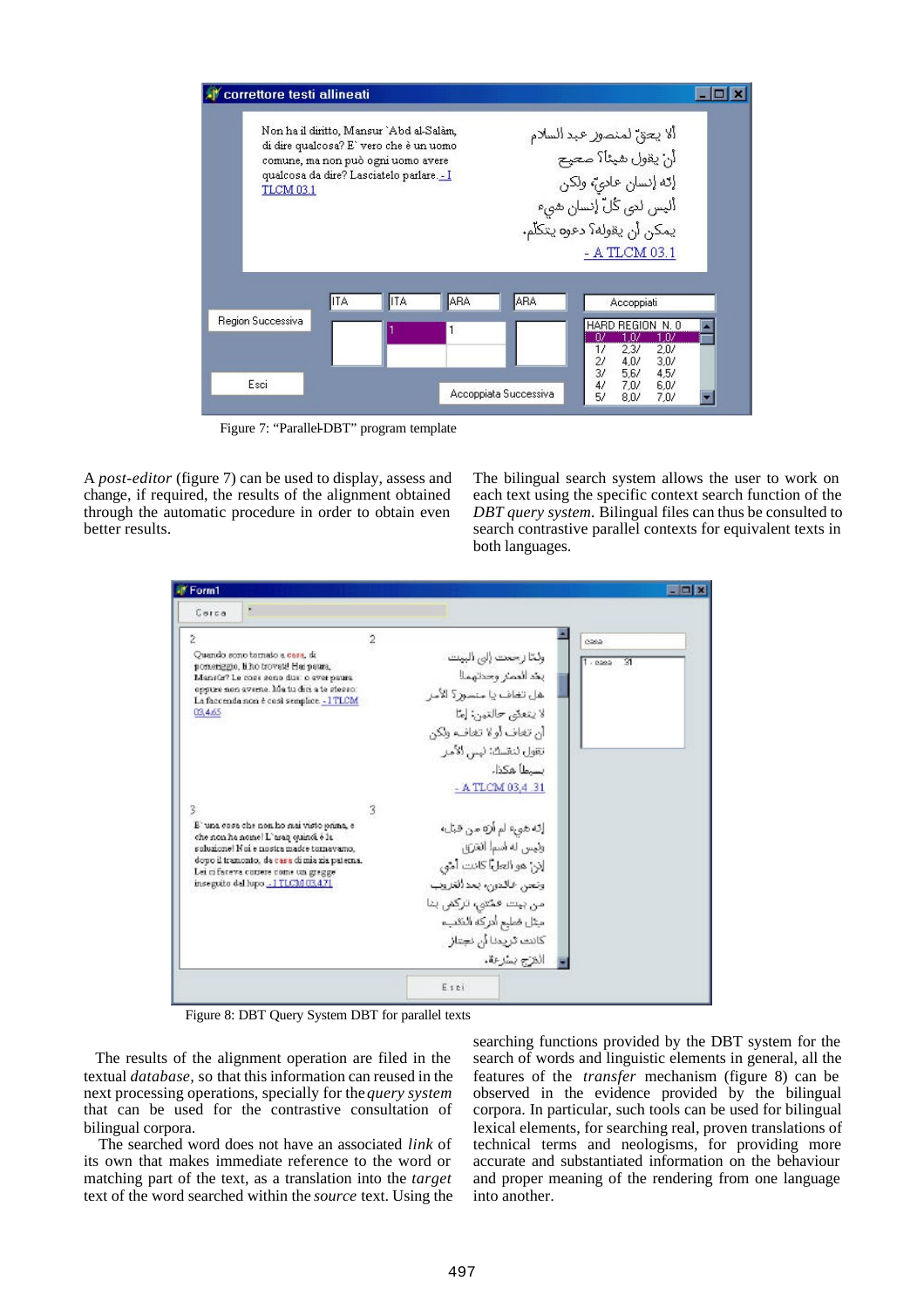Figure 7: “Parallel-DBT” program template

A *post-editor* (figure 7) can be used to display, assess and change, if required, the results of the alignment obtained through the automatic procedure in order to obtain even better results.

The bilingual search system allows the user to work on each text using the specific context search function of the *DBT query system*. Bilingual files can thus be consulted to search contrastive parallel contexts for equivalent texts in both languages.

Figure 8: DBT Query System DBT for parallel texts

The results of the alignment operation are filed in the textual *database*, so that this information can reused in the next processing operations, specially for the *query system* that can be used for the contrastive consultation of bilingual corpora.

The searched word does not have an associated *link* of its own that makes immediate reference to the word or matching part of the text, as a translation into the *target* text of the word searched within the *source* text. Using the searching functions provided by the DBT system for the search of words and linguistic elements in general, all the features of the *transfer* mechanism (figure 8) can be observed in the evidence provided by the bilingual corpora. In particular, such tools can be used for bilingual lexical elements, for searching real, proven translations of technical terms and neologisms, for providing more accurate and substantiated information on the behaviour and proper meaning of the rendering from one language into another.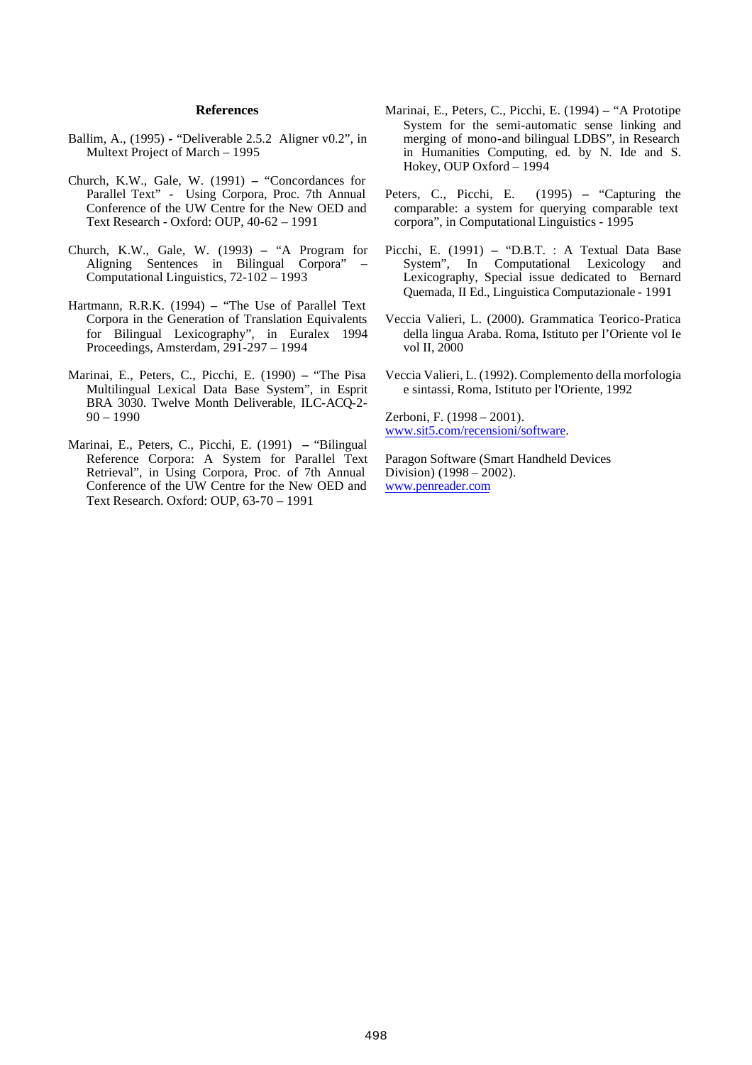## References

Ballim, A., (1995) - "Deliverable 2.5.2 Aligner v0.2", in Multext Project of March – 1995

Church, K.W., Gale, W. (1991) – "Concordances for Parallel Text" - Using Corpora, Proc. 7th Annual Conference of the UW Centre for the New OED and Text Research - Oxford: OUP, 40-62 – 1991

Church, K.W., Gale, W. (1993) – "A Program for Aligning Sentences in Bilingual Corpora" – Computational Linguistics, 72-102 – 1993

Hartmann, R.R.K. (1994) – "The Use of Parallel Text Corpora in the Generation of Translation Equivalents for Bilingual Lexicography", in Euralex 1994 Proceedings, Amsterdam, 291-297 – 1994

Marinai, E., Peters, C., Picchi, E. (1990) – "The Pisa Multilingual Lexical Data Base System", in Esprit BRA 3030. Twelve Month Deliverable, ILC-ACQ-2-90 – 1990

Marinai, E., Peters, C., Picchi, E. (1991) – "Bilingual Reference Corpora: A System for Parallel Text Retrieval", in Using Corpora, Proc. of 7th Annual Conference of the UW Centre for the New OED and Text Research. Oxford: OUP, 63-70 – 1991

Marinai, E., Peters, C., Picchi, E. (1994) – "A Prototipe System for the semi-automatic sense linking and merging of mono-and bilingual LDBS", in Research in Humanities Computing, ed. by N. Ide and S. Hokey, OUP Oxford – 1994

Peters, C., Picchi, E. (1995) – "Capturing the comparable: a system for querying comparable text corpora", in Computational Linguistics - 1995

Picchi, E. (1991) – "D.B.T. : A Textual Data Base System", In Computational Lexicology and Lexicography, Special issue dedicated to Bernard Quemada, II Ed., Linguistica Computazionale - 1991

Veccia Valieri, L. (2000). Grammatica Teorico-Pratica della lingua Araba. Roma, Istituto per l'Oriente vol Ie vol II, 2000

Veccia Valieri, L. (1992). Complemento della morfologia e sintassi, Roma, Istituto per l'Oriente, 1992

Zerboni, F. (1998 – 2001). www.sit5.com/recensioni/software.

Paragon Software (Smart Handheld Devices Division) (1998 – 2002). www.penreader.com